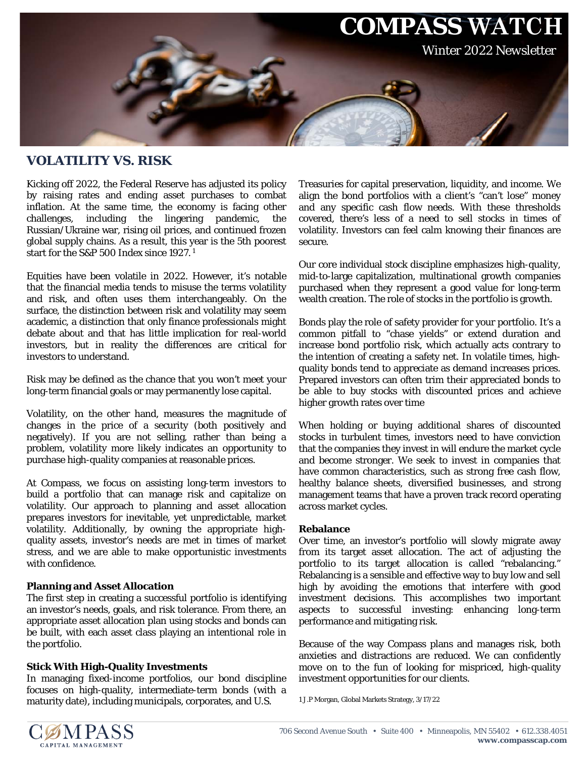# COMPASS WATCH

Winter 2022 Newsletter

## VOLATILITY VS. RISK

Kicking off 2022, the Federal Reserve has adjusted its policy by raising rates and ending asset purchases to combat inflation. At the same time, the economy is facing other challenges, including the lingering pandemic, the Russian/Ukraine war, rising oil prices, and continued frozen global supply chains. As a result, this year is the 5th poorest start for the S&P 500 Index since 1927. [1]

Equities have been volatile in 2022. However, it's notable that the financial media tends to misuse the terms volatility and risk, and often uses them interchangeably. On the surface, the distinction between risk and volatility may seem academic, a distinction that only finance professionals might debate about and that has little implication for real-world investors, but in reality the differences are critical for investors to understand.

Risk may be defined as the chance that you won't meet your long-term financial goals or may permanently lose capital.

Volatility, on the other hand, measures the magnitude of changes in the price of a security (both positively and negatively). If you are not selling, rather than being a problem, volatility more likely indicates an opportunity to purchase high-quality companies at reasonable prices.

At Compass, we focus on assisting long-term investors to build a portfolio that can manage risk and capitalize on volatility. Our approach to planning and asset allocation prepares investors for inevitable, yet unpredictable, market volatility. Additionally, by owning the appropriate high-quality assets, investor's needs are met in times of market stress, and we are able to make opportunistic investments with confidence.

**Planning and Asset Allocation**

The first step in creating a successful portfolio is identifying an investor's needs, goals, and risk tolerance. From there, an appropriate asset allocation plan using stocks and bonds can be built, with each asset class playing an intentional role in the portfolio.

**Stick With High-Quality Investments**

In managing fixed-income portfolios, our bond discipline focuses on high-quality, intermediate-term bonds (with a maturity date), including municipals, corporates, and U.S. Treasuries for capital preservation, liquidity, and income. We align the bond portfolios with a client's "can't lose" money and any specific cash flow needs. With these thresholds covered, there's less of a need to sell stocks in times of volatility. Investors can feel calm knowing their finances are secure.

Our core individual stock discipline emphasizes high-quality, mid-to-large capitalization, multinational growth companies purchased when they represent a good value for long-term wealth creation. The role of stocks in the portfolio is growth.

Bonds play the role of safety provider for your portfolio. It's a common pitfall to "chase yields" or extend duration and increase bond portfolio risk, which actually acts contrary to the intention of creating a safety net. In volatile times, high-quality bonds tend to appreciate as demand increases prices. Prepared investors can often trim their appreciated bonds to be able to buy stocks with discounted prices and achieve higher growth rates over time

When holding or buying additional shares of discounted stocks in turbulent times, investors need to have conviction that the companies they invest in will endure the market cycle and become stronger. We seek to invest in companies that have common characteristics, such as strong free cash flow, healthy balance sheets, diversified businesses, and strong management teams that have a proven track record operating across market cycles.

**Rebalance**

Over time, an investor's portfolio will slowly migrate away from its target asset allocation. The act of adjusting the portfolio to its target allocation is called "rebalancing." Rebalancing is a sensible and effective way to buy low and sell high by avoiding the emotions that interfere with good investment decisions. This accomplishes two important aspects to successful investing: enhancing long-term performance and mitigating risk.

Because of the way Compass plans and manages risk, both anxieties and distractions are reduced. We can confidently move on to the fun of looking for mispriced, high-quality investment opportunities for our clients.

1 J.P Morgan, Global Markets Strategy, 3/17/22

COMPASS CAPITAL MANAGEMENT

706 Second Avenue South • Suite 400 • Minneapolis, MN 55402 • 612.338.4051
**www.compasscap.com**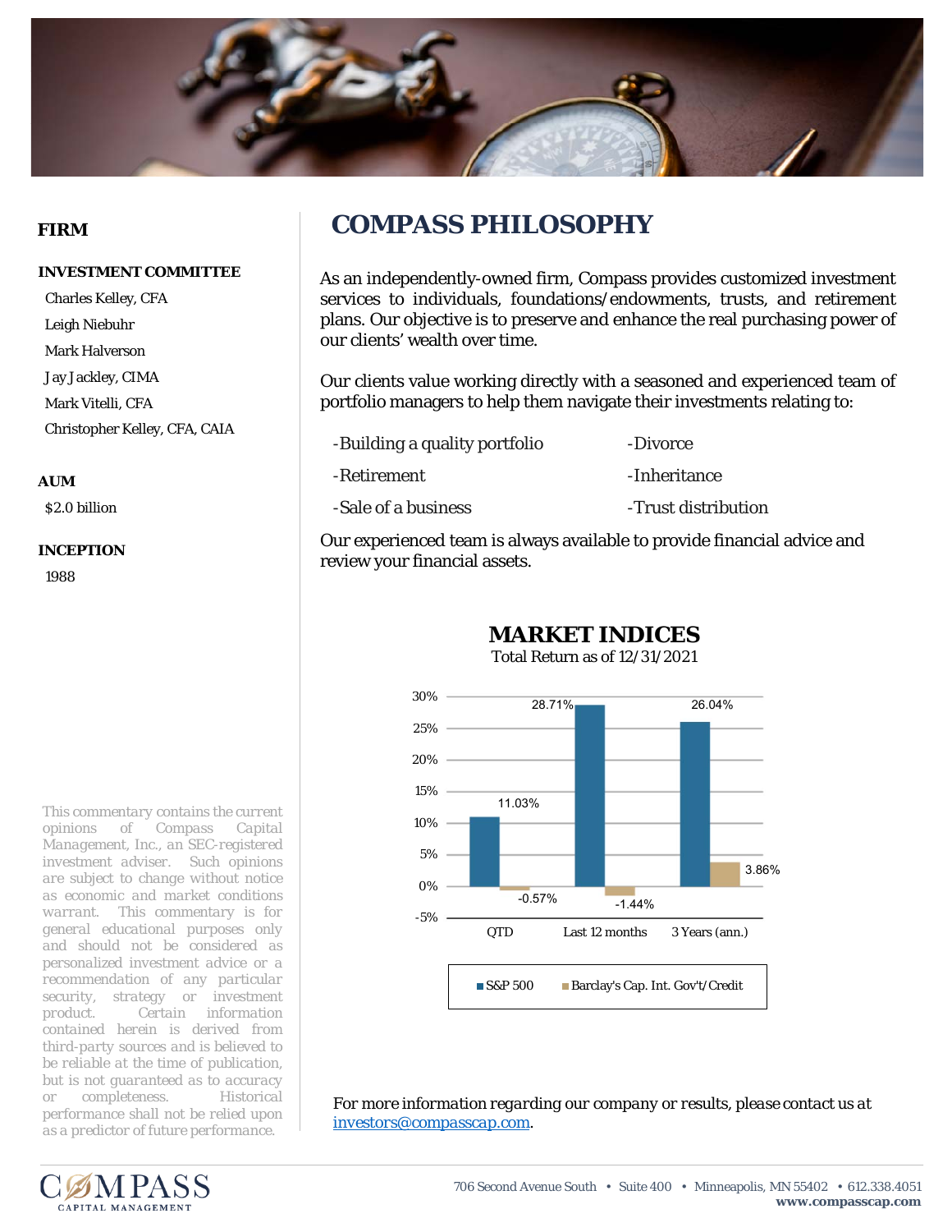## FIRM

**INVESTMENT COMMITTEE**

Charles Kelley, CFA

Leigh Niebuhr

Mark Halverson

Jay Jackley, CIMA

Mark Vitelli, CFA

Christopher Kelley, CFA, CAIA

**AUM**

$2.0 billion

**INCEPTION**

1988

*This commentary contains the current opinions of Compass Capital Management, Inc., an SEC-registered investment adviser. Such opinions are subject to change without notice as economic and market conditions warrant. This commentary is for general educational purposes only and should not be considered as personalized investment advice or a recommendation of any particular security, strategy or investment product. Certain information contained herein is derived from third-party sources and is believed to be reliable at the time of publication, but is not guaranteed as to accuracy or completeness. Historical performance shall not be relied upon as a predictor of future performance.*

# COMPASS PHILOSOPHY

As an independently-owned firm, Compass provides customized investment services to individuals, foundations/endowments, trusts, and retirement plans. Our objective is to preserve and enhance the real purchasing power of our clients' wealth over time.

Our clients value working directly with a seasoned and experienced team of portfolio managers to help them navigate their investments relating to:

- Building a quality portfolio
- Retirement
- Sale of a business
- Divorce
- Inheritance
- Trust distribution

Our experienced team is always available to provide financial advice and review your financial assets.

## MARKET INDICES

Total Return as of 12/31/2021

30%
25%
20%
15%
10%
5%
0%
-5%

QTD: 11.03%, -0.57%
Last 12 months: 28.71%, -1.44%
3 Years (ann.): 26.04%, 3.86%

S&P 500
Barclay's Cap. Int. Gov't/Credit

*For more information regarding our company or results, please contact us at* investors@compasscap.com.

COMPASS CAPITAL MANAGEMENT

706 Second Avenue South • Suite 400 • Minneapolis, MN 55402 • 612.338.4051
**www.compasscap.com**